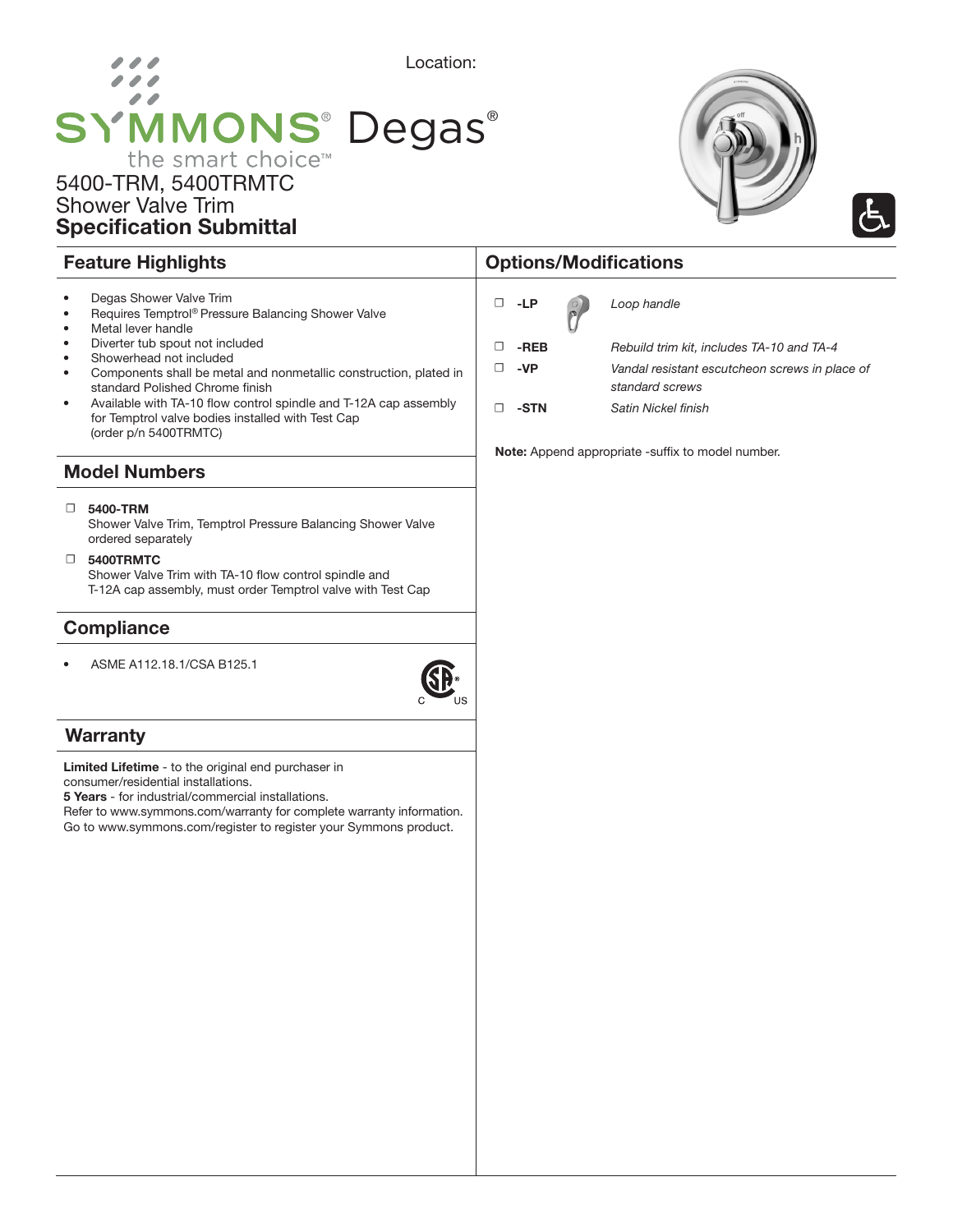Location:

# SYMMONS® Degas®

the smart choice™

## 5400-TRM, 5400TRMTC
## Shower Valve Trim
## **Specification Submittal**

## Feature Highlights

- Degas Shower Valve Trim
- Requires Temptrol® Pressure Balancing Shower Valve
- Metal lever handle
- Diverter tub spout not included
- Showerhead not included
- Components shall be metal and nonmetallic construction, plated in standard Polished Chrome finish
- Available with TA-10 flow control spindle and T-12A cap assembly for Temptrol valve bodies installed with Test Cap (order p/n 5400TRMTC)

## Model Numbers

- ☐ **5400-TRM**
  Shower Valve Trim, Temptrol Pressure Balancing Shower Valve ordered separately
- ☐ **5400TRMTC**
  Shower Valve Trim with TA-10 flow control spindle and T-12A cap assembly, must order Temptrol valve with Test Cap

## Compliance

- ASME A112.18.1/CSA B125.1

## Warranty

**Limited Lifetime** - to the original end purchaser in consumer/residential installations.
**5 Years** - for industrial/commercial installations.
Refer to www.symmons.com/warranty for complete warranty information.
Go to www.symmons.com/register to register your Symmons product.

## Options/Modifications

| | Option | Description |
|---|---|---|
| ☐ | **-LP** | *Loop handle* |
| ☐ | **-REB** | *Rebuild trim kit, includes TA-10 and TA-4* |
| ☐ | **-VP** | *Vandal resistant escutcheon screws in place of standard screws* |
| ☐ | **-STN** | *Satin Nickel finish* |

**Note:** Append appropriate -suffix to model number.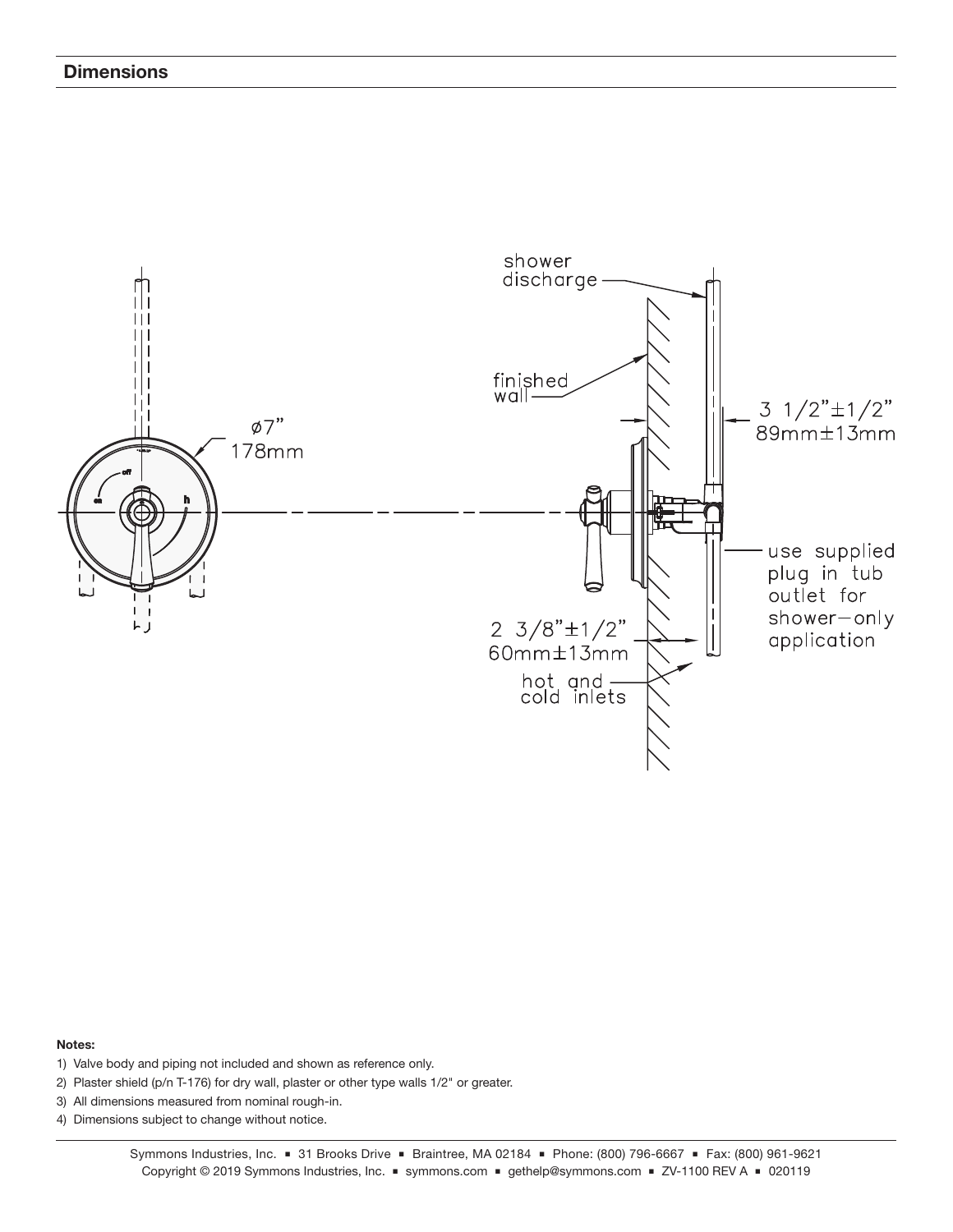## Dimensions

shower discharge

finished wall

ø7"
178mm

3 1/2"±1/2"
89mm±13mm

use supplied plug in tub outlet for shower–only application

2 3/8"±1/2"
60mm±13mm

hot and cold inlets

**Notes:**

1) Valve body and piping not included and shown as reference only.
2) Plaster shield (p/n T-176) for dry wall, plaster or other type walls 1/2" or greater.
3) All dimensions measured from nominal rough-in.
4) Dimensions subject to change without notice.

Symmons Industries, Inc. ▪ 31 Brooks Drive ▪ Braintree, MA 02184 ▪ Phone: (800) 796-6667 ▪ Fax: (800) 961-9621
Copyright © 2019 Symmons Industries, Inc. ▪ symmons.com ▪ gethelp@symmons.com ▪ ZV-1100 REV A ▪ 020119